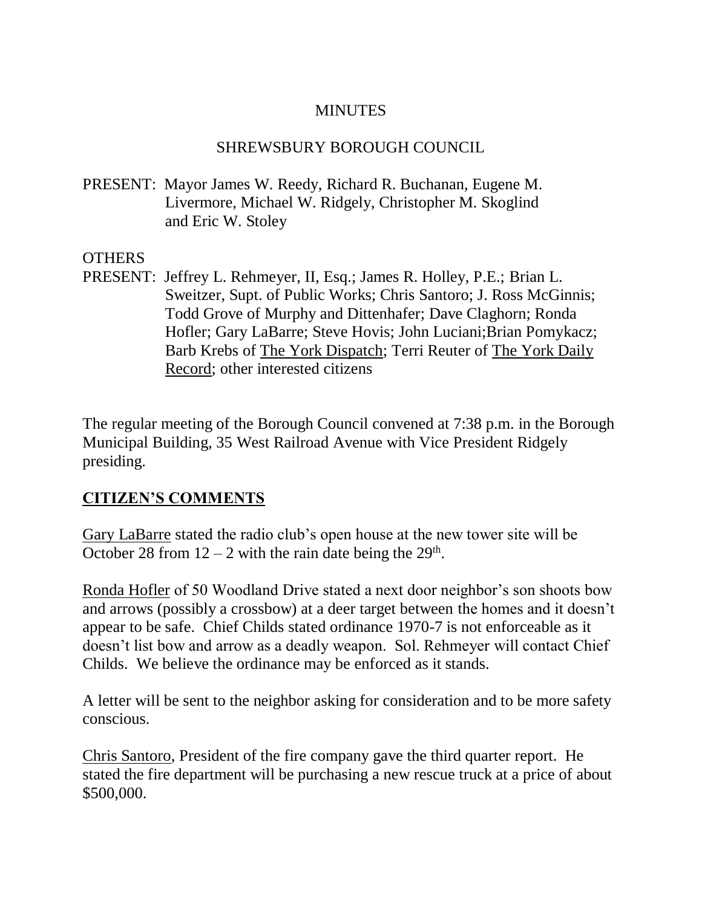MINUTES

SHREWSBURY BOROUGH COUNCIL

PRESENT: Mayor James W. Reedy, Richard R. Buchanan, Eugene M. Livermore, Michael W. Ridgely, Christopher M. Skoglind and Eric W. Stoley

OTHERS PRESENT: Jeffrey L. Rehmeyer, II, Esq.; James R. Holley, P.E.; Brian L. Sweitzer, Supt. of Public Works; Chris Santoro; J. Ross McGinnis; Todd Grove of Murphy and Dittenhafer; Dave Claghorn; Ronda Hofler; Gary LaBarre; Steve Hovis; John Luciani;Brian Pomykacz; Barb Krebs of The York Dispatch; Terri Reuter of The York Daily Record; other interested citizens

The regular meeting of the Borough Council convened at 7:38 p.m. in the Borough Municipal Building, 35 West Railroad Avenue with Vice President Ridgely presiding.

## CITIZEN'S COMMENTS

Gary LaBarre stated the radio club's open house at the new tower site will be October 28 from 12 – 2 with the rain date being the 29th.

Ronda Hofler of 50 Woodland Drive stated a next door neighbor's son shoots bow and arrows (possibly a crossbow) at a deer target between the homes and it doesn't appear to be safe. Chief Childs stated ordinance 1970-7 is not enforceable as it doesn't list bow and arrow as a deadly weapon. Sol. Rehmeyer will contact Chief Childs. We believe the ordinance may be enforced as it stands.

A letter will be sent to the neighbor asking for consideration and to be more safety conscious.

Chris Santoro, President of the fire company gave the third quarter report. He stated the fire department will be purchasing a new rescue truck at a price of about $500,000.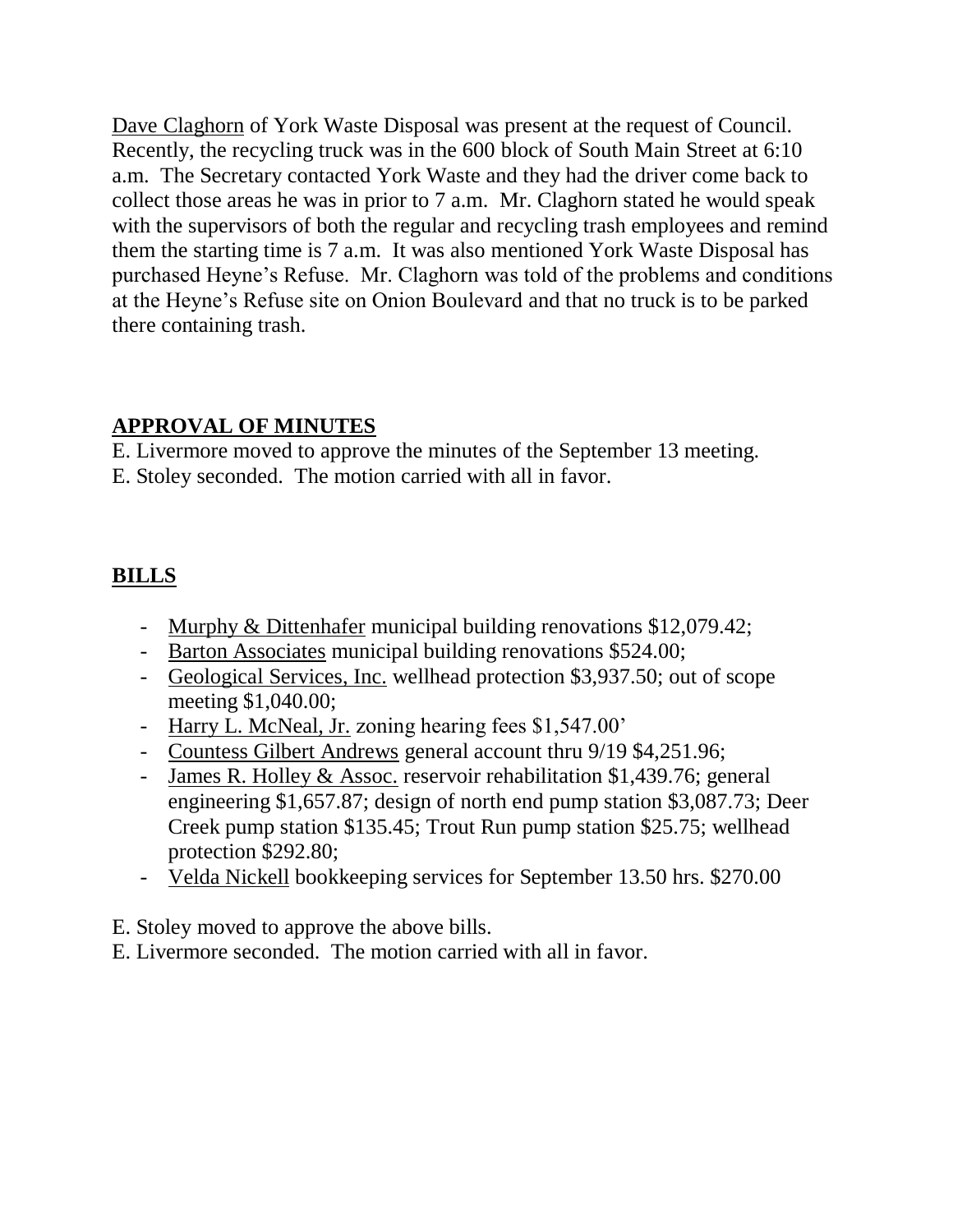Dave Claghorn of York Waste Disposal was present at the request of Council. Recently, the recycling truck was in the 600 block of South Main Street at 6:10 a.m. The Secretary contacted York Waste and they had the driver come back to collect those areas he was in prior to 7 a.m. Mr. Claghorn stated he would speak with the supervisors of both the regular and recycling trash employees and remind them the starting time is 7 a.m. It was also mentioned York Waste Disposal has purchased Heyne's Refuse. Mr. Claghorn was told of the problems and conditions at the Heyne's Refuse site on Onion Boulevard and that no truck is to be parked there containing trash.

## APPROVAL OF MINUTES

E. Livermore moved to approve the minutes of the September 13 meeting.
E. Stoley seconded. The motion carried with all in favor.

## BILLS

- Murphy & Dittenhafer municipal building renovations $12,079.42;
- Barton Associates municipal building renovations $524.00;
- Geological Services, Inc. wellhead protection $3,937.50; out of scope meeting $1,040.00;
- Harry L. McNeal, Jr. zoning hearing fees $1,547.00'
- Countess Gilbert Andrews general account thru 9/19 $4,251.96;
- James R. Holley & Assoc. reservoir rehabilitation $1,439.76; general engineering $1,657.87; design of north end pump station $3,087.73; Deer Creek pump station $135.45; Trout Run pump station $25.75; wellhead protection $292.80;
- Velda Nickell bookkeeping services for September 13.50 hrs. $270.00

E. Stoley moved to approve the above bills.
E. Livermore seconded. The motion carried with all in favor.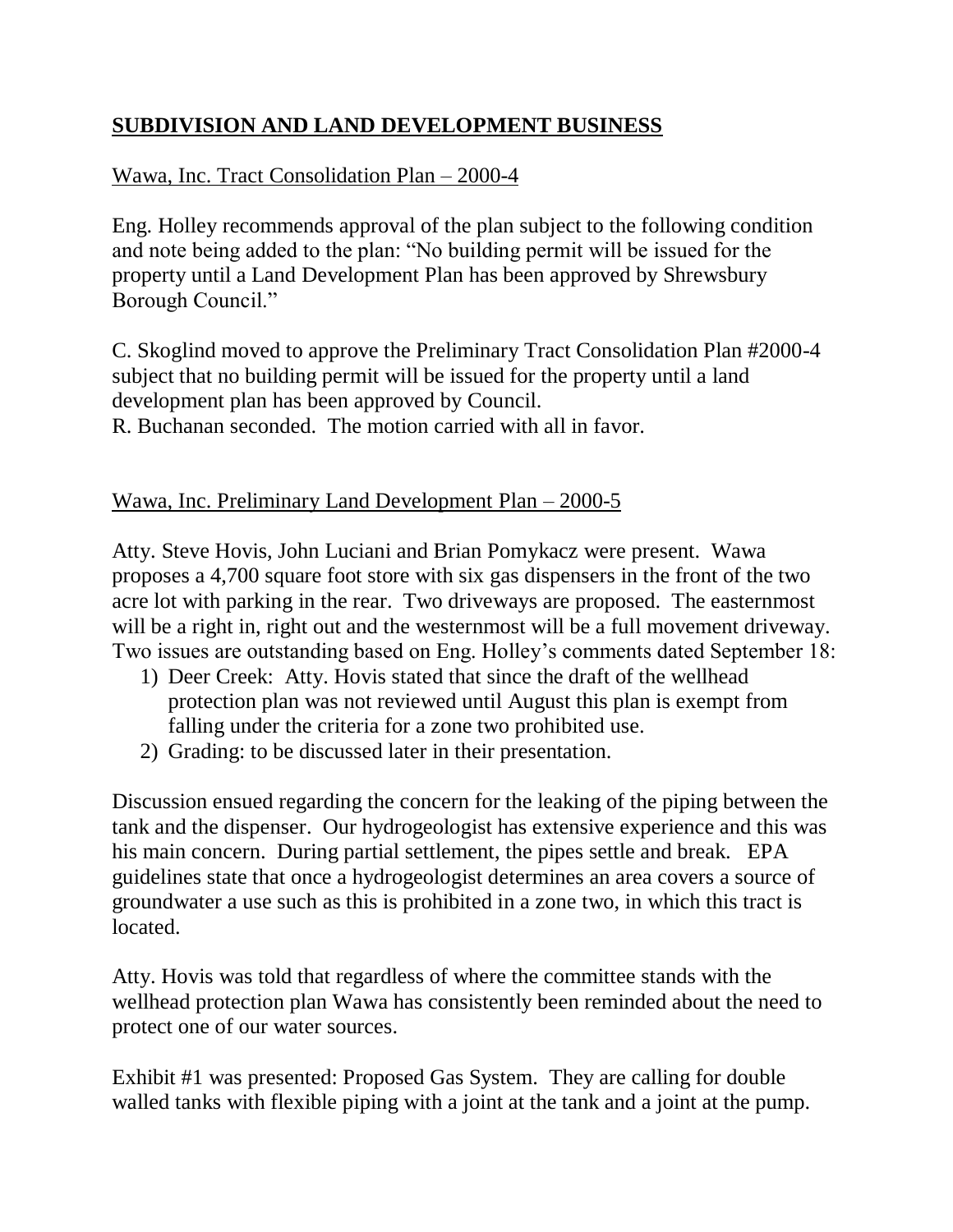## SUBDIVISION AND LAND DEVELOPMENT BUSINESS

Wawa, Inc. Tract Consolidation Plan – 2000-4

Eng. Holley recommends approval of the plan subject to the following condition and note being added to the plan: "No building permit will be issued for the property until a Land Development Plan has been approved by Shrewsbury Borough Council."

C. Skoglind moved to approve the Preliminary Tract Consolidation Plan #2000-4 subject that no building permit will be issued for the property until a land development plan has been approved by Council.
R. Buchanan seconded. The motion carried with all in favor.

Wawa, Inc. Preliminary Land Development Plan – 2000-5

Atty. Steve Hovis, John Luciani and Brian Pomykacz were present. Wawa proposes a 4,700 square foot store with six gas dispensers in the front of the two acre lot with parking in the rear. Two driveways are proposed. The easternmost will be a right in, right out and the westernmost will be a full movement driveway. Two issues are outstanding based on Eng. Holley's comments dated September 18:

1) Deer Creek: Atty. Hovis stated that since the draft of the wellhead protection plan was not reviewed until August this plan is exempt from falling under the criteria for a zone two prohibited use.
2) Grading: to be discussed later in their presentation.

Discussion ensued regarding the concern for the leaking of the piping between the tank and the dispenser. Our hydrogeologist has extensive experience and this was his main concern. During partial settlement, the pipes settle and break. EPA guidelines state that once a hydrogeologist determines an area covers a source of groundwater a use such as this is prohibited in a zone two, in which this tract is located.

Atty. Hovis was told that regardless of where the committee stands with the wellhead protection plan Wawa has consistently been reminded about the need to protect one of our water sources.

Exhibit #1 was presented: Proposed Gas System. They are calling for double walled tanks with flexible piping with a joint at the tank and a joint at the pump.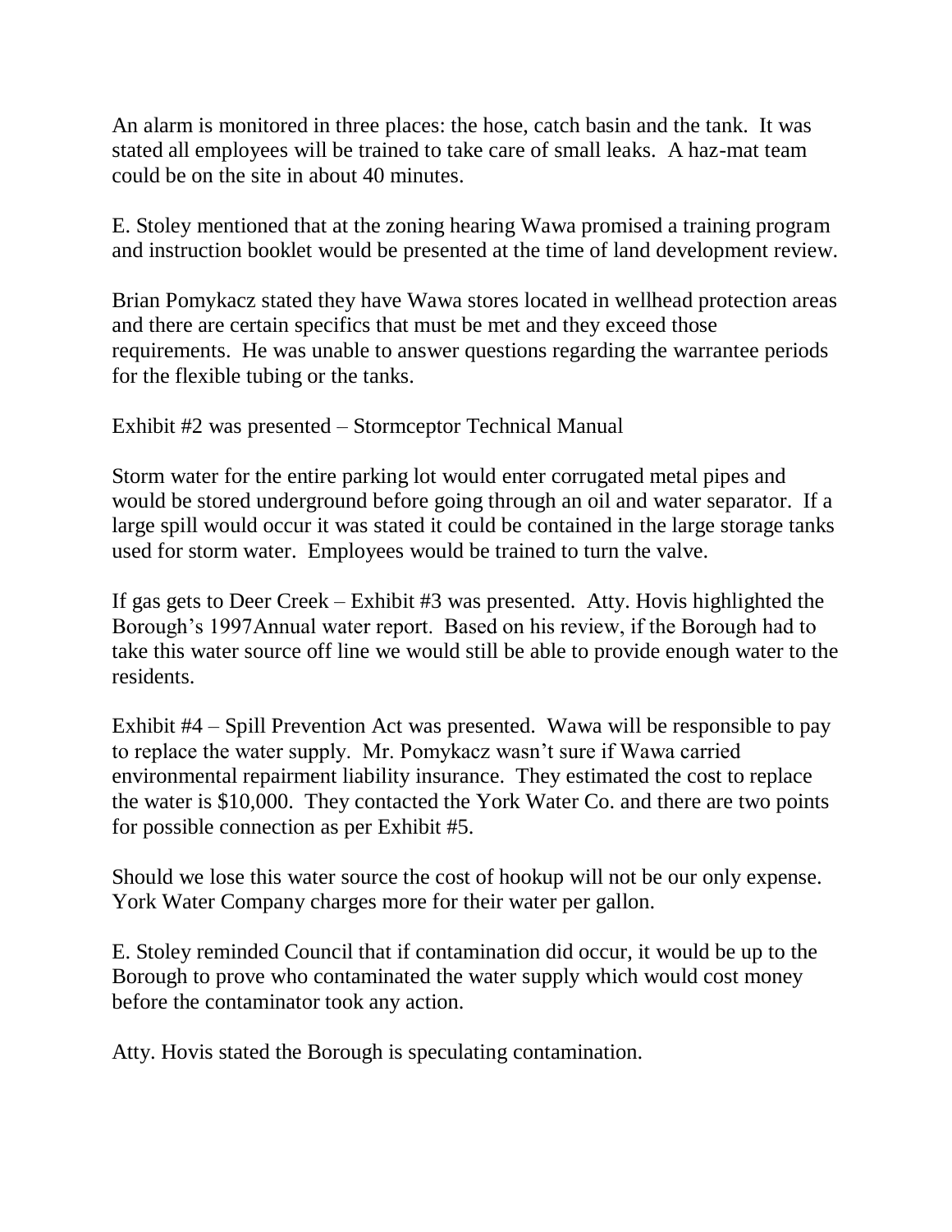An alarm is monitored in three places: the hose, catch basin and the tank. It was stated all employees will be trained to take care of small leaks. A haz-mat team could be on the site in about 40 minutes.

E. Stoley mentioned that at the zoning hearing Wawa promised a training program and instruction booklet would be presented at the time of land development review.

Brian Pomykacz stated they have Wawa stores located in wellhead protection areas and there are certain specifics that must be met and they exceed those requirements. He was unable to answer questions regarding the warrantee periods for the flexible tubing or the tanks.

Exhibit #2 was presented – Stormceptor Technical Manual

Storm water for the entire parking lot would enter corrugated metal pipes and would be stored underground before going through an oil and water separator. If a large spill would occur it was stated it could be contained in the large storage tanks used for storm water. Employees would be trained to turn the valve.

If gas gets to Deer Creek – Exhibit #3 was presented. Atty. Hovis highlighted the Borough's 1997Annual water report. Based on his review, if the Borough had to take this water source off line we would still be able to provide enough water to the residents.

Exhibit #4 – Spill Prevention Act was presented. Wawa will be responsible to pay to replace the water supply. Mr. Pomykacz wasn't sure if Wawa carried environmental repairment liability insurance. They estimated the cost to replace the water is $10,000. They contacted the York Water Co. and there are two points for possible connection as per Exhibit #5.

Should we lose this water source the cost of hookup will not be our only expense. York Water Company charges more for their water per gallon.

E. Stoley reminded Council that if contamination did occur, it would be up to the Borough to prove who contaminated the water supply which would cost money before the contaminator took any action.

Atty. Hovis stated the Borough is speculating contamination.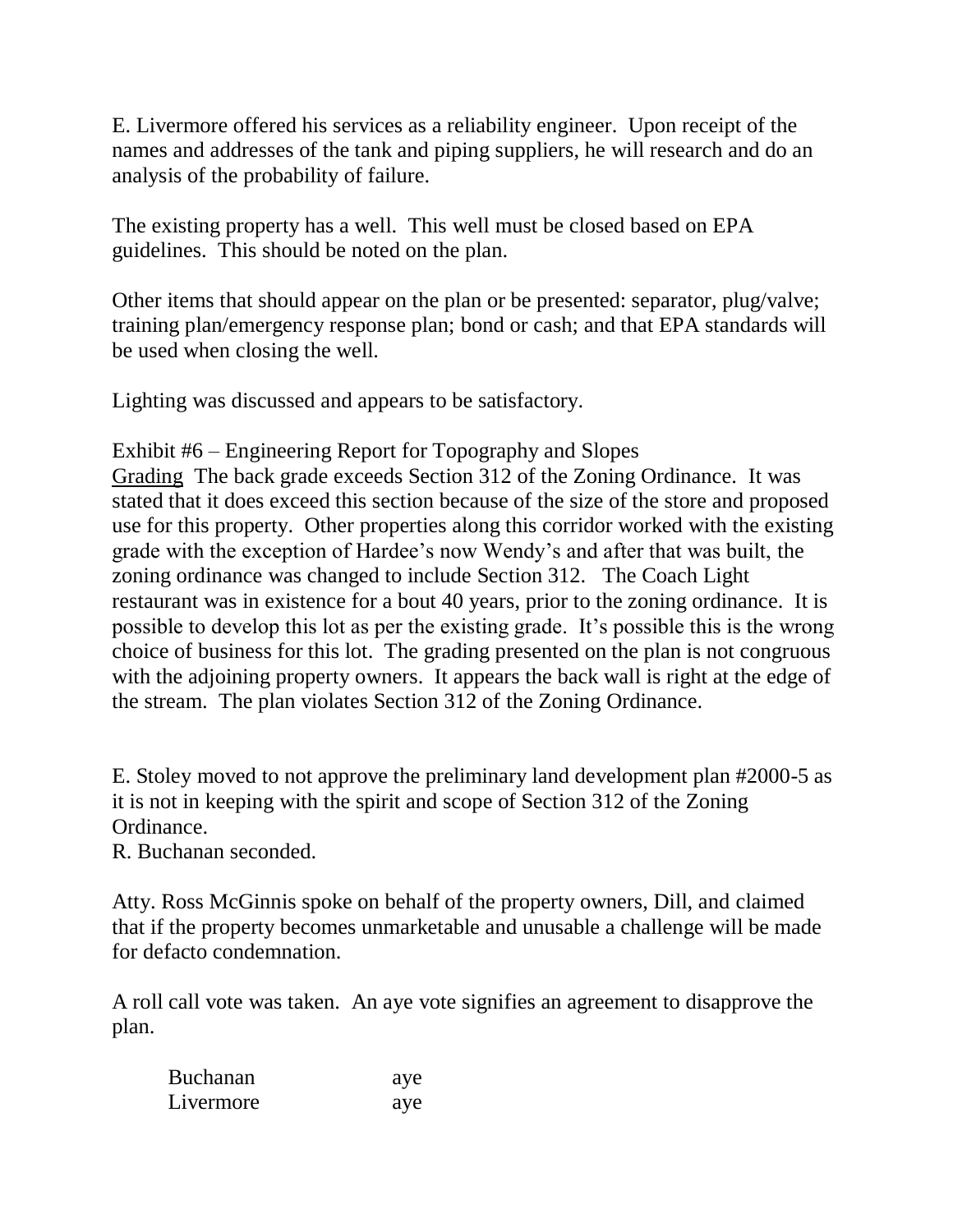E. Livermore offered his services as a reliability engineer. Upon receipt of the names and addresses of the tank and piping suppliers, he will research and do an analysis of the probability of failure.

The existing property has a well. This well must be closed based on EPA guidelines. This should be noted on the plan.

Other items that should appear on the plan or be presented: separator, plug/valve; training plan/emergency response plan; bond or cash; and that EPA standards will be used when closing the well.

Lighting was discussed and appears to be satisfactory.

Exhibit #6 – Engineering Report for Topography and Slopes
<u>Grading</u> The back grade exceeds Section 312 of the Zoning Ordinance. It was stated that it does exceed this section because of the size of the store and proposed use for this property. Other properties along this corridor worked with the existing grade with the exception of Hardee's now Wendy's and after that was built, the zoning ordinance was changed to include Section 312. The Coach Light restaurant was in existence for a bout 40 years, prior to the zoning ordinance. It is possible to develop this lot as per the existing grade. It's possible this is the wrong choice of business for this lot. The grading presented on the plan is not congruous with the adjoining property owners. It appears the back wall is right at the edge of the stream. The plan violates Section 312 of the Zoning Ordinance.

E. Stoley moved to not approve the preliminary land development plan #2000-5 as it is not in keeping with the spirit and scope of Section 312 of the Zoning Ordinance.
R. Buchanan seconded.

Atty. Ross McGinnis spoke on behalf of the property owners, Dill, and claimed that if the property becomes unmarketable and unusable a challenge will be made for defacto condemnation.

A roll call vote was taken. An aye vote signifies an agreement to disapprove the plan.

| | |
|---|---|
| Buchanan | aye |
| Livermore | aye |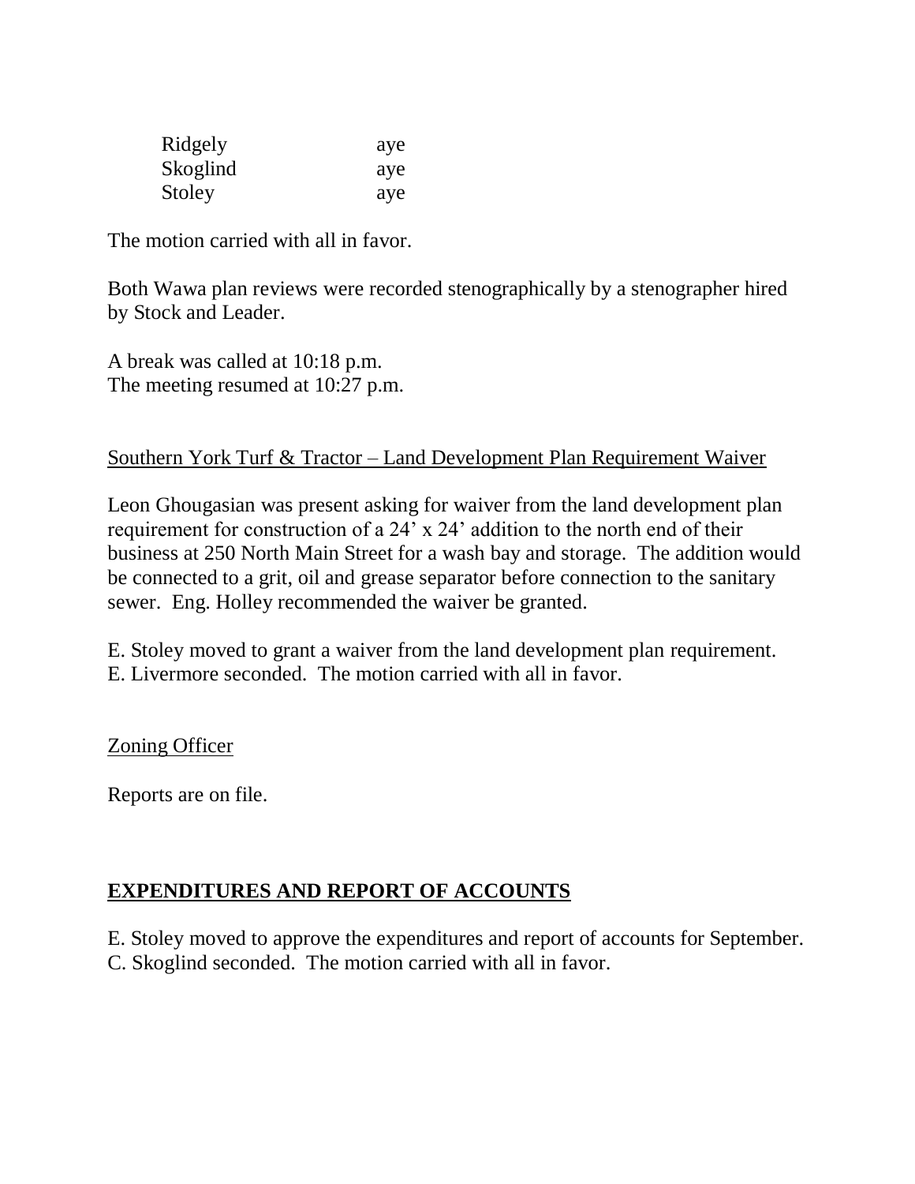| Ridgely | aye |
|---|---|
| Skoglind | aye |
| Stoley | aye |

The motion carried with all in favor.

Both Wawa plan reviews were recorded stenographically by a stenographer hired by Stock and Leader.

A break was called at 10:18 p.m.
The meeting resumed at 10:27 p.m.

Southern York Turf & Tractor – Land Development Plan Requirement Waiver

Leon Ghougasian was present asking for waiver from the land development plan requirement for construction of a 24' x 24' addition to the north end of their business at 250 North Main Street for a wash bay and storage. The addition would be connected to a grit, oil and grease separator before connection to the sanitary sewer. Eng. Holley recommended the waiver be granted.

E. Stoley moved to grant a waiver from the land development plan requirement.
E. Livermore seconded. The motion carried with all in favor.

Zoning Officer

Reports are on file.

## **EXPENDITURES AND REPORT OF ACCOUNTS**

E. Stoley moved to approve the expenditures and report of accounts for September.
C. Skoglind seconded. The motion carried with all in favor.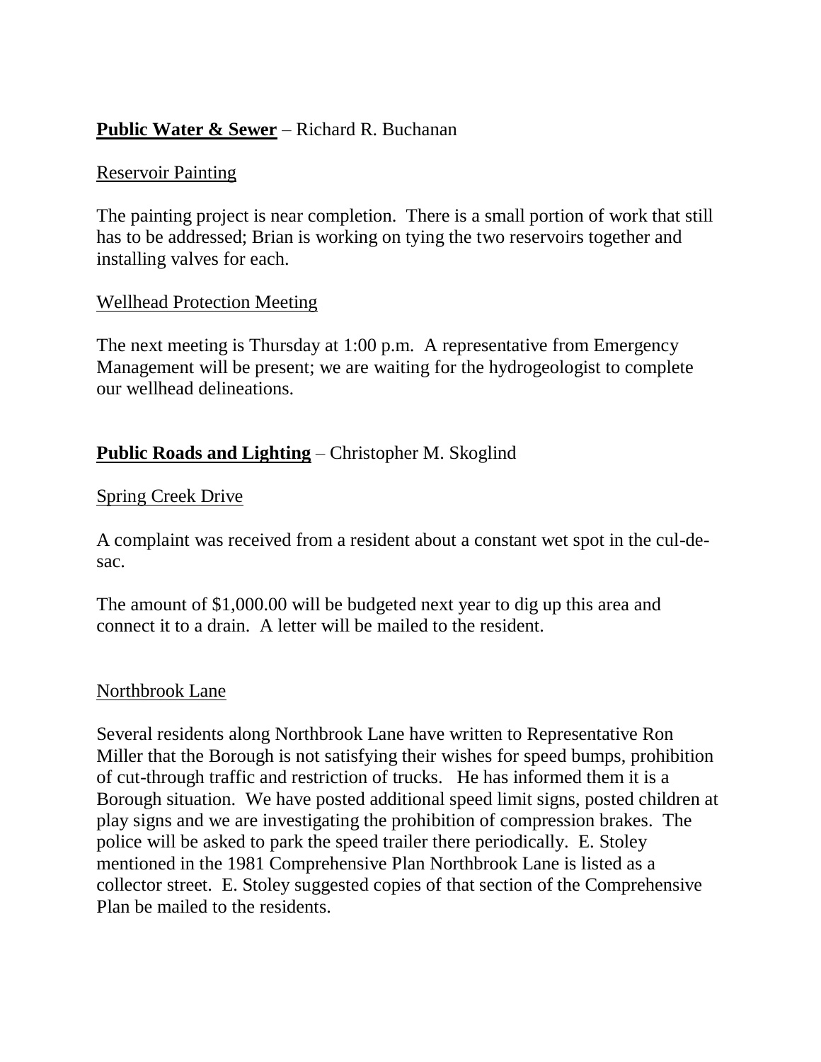**Public Water & Sewer** – Richard R. Buchanan

Reservoir Painting

The painting project is near completion. There is a small portion of work that still has to be addressed; Brian is working on tying the two reservoirs together and installing valves for each.

Wellhead Protection Meeting

The next meeting is Thursday at 1:00 p.m. A representative from Emergency Management will be present; we are waiting for the hydrogeologist to complete our wellhead delineations.

**Public Roads and Lighting** – Christopher M. Skoglind

Spring Creek Drive

A complaint was received from a resident about a constant wet spot in the cul-de-sac.

The amount of $1,000.00 will be budgeted next year to dig up this area and connect it to a drain. A letter will be mailed to the resident.

Northbrook Lane

Several residents along Northbrook Lane have written to Representative Ron Miller that the Borough is not satisfying their wishes for speed bumps, prohibition of cut-through traffic and restriction of trucks. He has informed them it is a Borough situation. We have posted additional speed limit signs, posted children at play signs and we are investigating the prohibition of compression brakes. The police will be asked to park the speed trailer there periodically. E. Stoley mentioned in the 1981 Comprehensive Plan Northbrook Lane is listed as a collector street. E. Stoley suggested copies of that section of the Comprehensive Plan be mailed to the residents.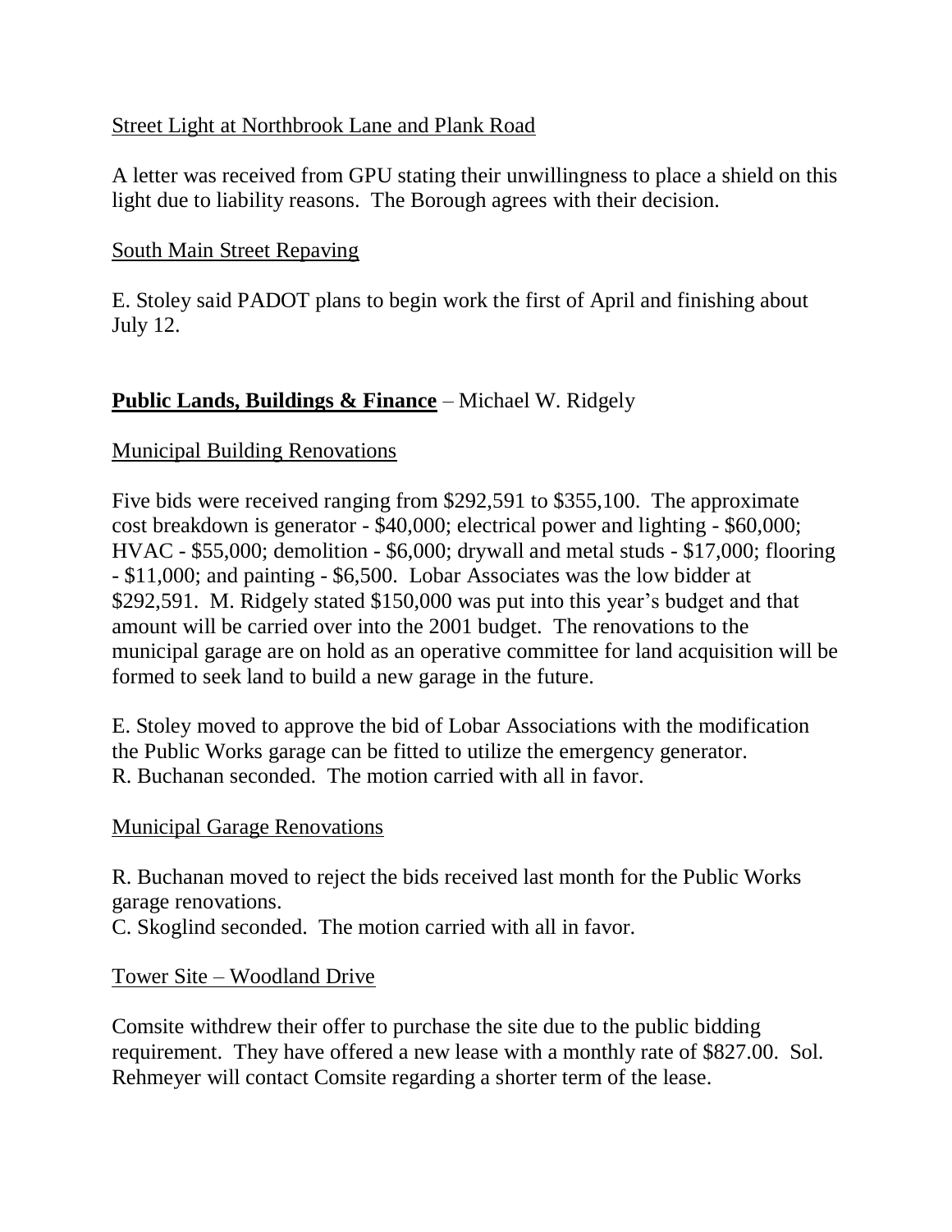Street Light at Northbrook Lane and Plank Road

A letter was received from GPU stating their unwillingness to place a shield on this light due to liability reasons. The Borough agrees with their decision.

South Main Street Repaving

E. Stoley said PADOT plans to begin work the first of April and finishing about July 12.

**Public Lands, Buildings & Finance** – Michael W. Ridgely

Municipal Building Renovations

Five bids were received ranging from $292,591 to $355,100. The approximate cost breakdown is generator - $40,000; electrical power and lighting - $60,000; HVAC - $55,000; demolition - $6,000; drywall and metal studs - $17,000; flooring - $11,000; and painting - $6,500. Lobar Associates was the low bidder at $292,591. M. Ridgely stated $150,000 was put into this year's budget and that amount will be carried over into the 2001 budget. The renovations to the municipal garage are on hold as an operative committee for land acquisition will be formed to seek land to build a new garage in the future.

E. Stoley moved to approve the bid of Lobar Associations with the modification the Public Works garage can be fitted to utilize the emergency generator. R. Buchanan seconded. The motion carried with all in favor.

Municipal Garage Renovations

R. Buchanan moved to reject the bids received last month for the Public Works garage renovations.
C. Skoglind seconded. The motion carried with all in favor.

Tower Site – Woodland Drive

Comsite withdrew their offer to purchase the site due to the public bidding requirement. They have offered a new lease with a monthly rate of $827.00. Sol. Rehmeyer will contact Comsite regarding a shorter term of the lease.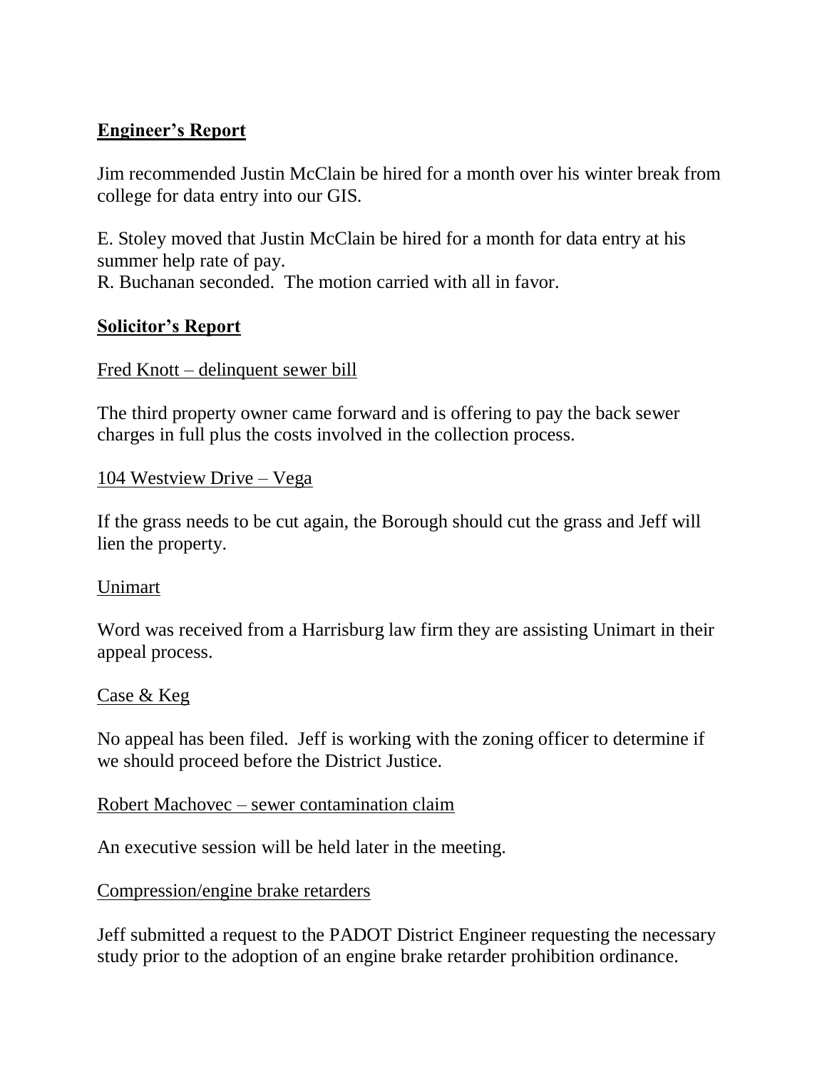## **Engineer's Report**

Jim recommended Justin McClain be hired for a month over his winter break from college for data entry into our GIS.

E. Stoley moved that Justin McClain be hired for a month for data entry at his summer help rate of pay.
R. Buchanan seconded. The motion carried with all in favor.

## **Solicitor's Report**

Fred Knott – delinquent sewer bill

The third property owner came forward and is offering to pay the back sewer charges in full plus the costs involved in the collection process.

104 Westview Drive – Vega

If the grass needs to be cut again, the Borough should cut the grass and Jeff will lien the property.

Unimart

Word was received from a Harrisburg law firm they are assisting Unimart in their appeal process.

Case & Keg

No appeal has been filed. Jeff is working with the zoning officer to determine if we should proceed before the District Justice.

Robert Machovec – sewer contamination claim

An executive session will be held later in the meeting.

Compression/engine brake retarders

Jeff submitted a request to the PADOT District Engineer requesting the necessary study prior to the adoption of an engine brake retarder prohibition ordinance.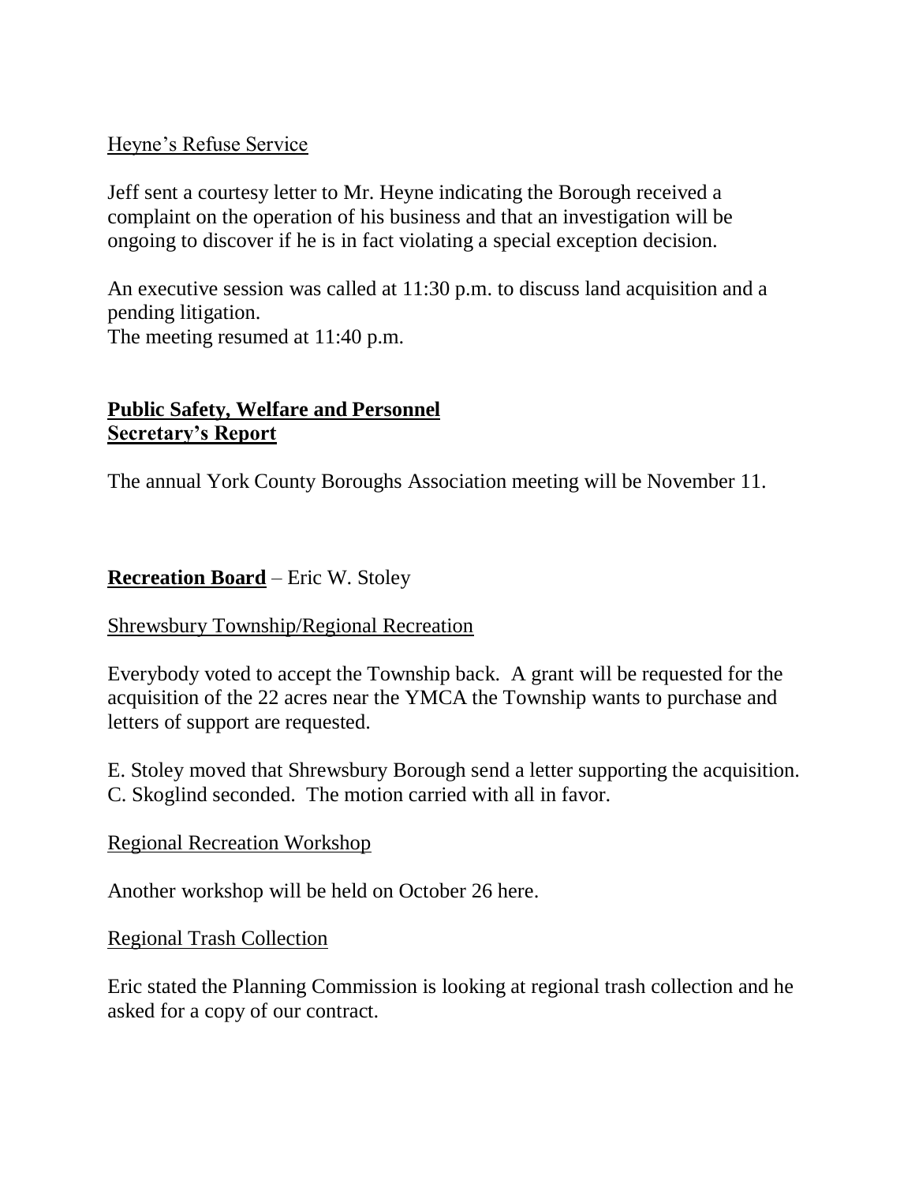Heyne's Refuse Service

Jeff sent a courtesy letter to Mr. Heyne indicating the Borough received a complaint on the operation of his business and that an investigation will be ongoing to discover if he is in fact violating a special exception decision.

An executive session was called at 11:30 p.m. to discuss land acquisition and a pending litigation.
The meeting resumed at 11:40 p.m.

## Public Safety, Welfare and Personnel
## Secretary's Report

The annual York County Boroughs Association meeting will be November 11.

**Recreation Board** – Eric W. Stoley

Shrewsbury Township/Regional Recreation

Everybody voted to accept the Township back. A grant will be requested for the acquisition of the 22 acres near the YMCA the Township wants to purchase and letters of support are requested.

E. Stoley moved that Shrewsbury Borough send a letter supporting the acquisition.
C. Skoglind seconded. The motion carried with all in favor.

Regional Recreation Workshop

Another workshop will be held on October 26 here.

Regional Trash Collection

Eric stated the Planning Commission is looking at regional trash collection and he asked for a copy of our contract.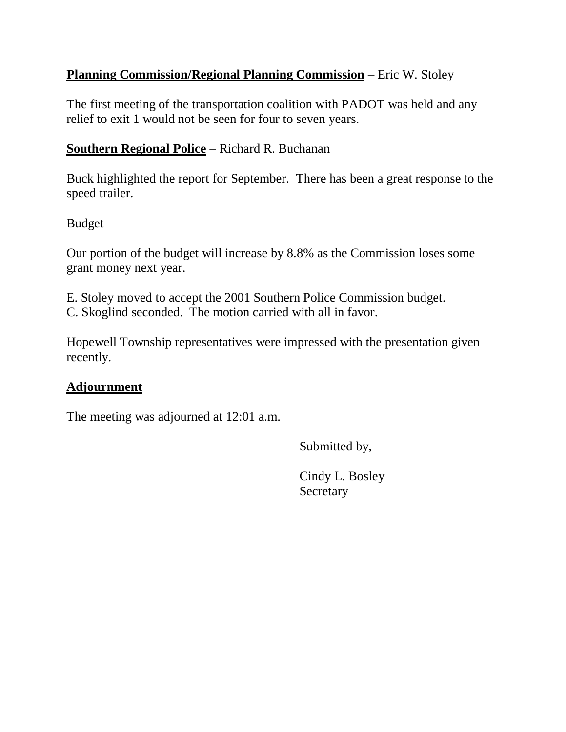**Planning Commission/Regional Planning Commission** – Eric W. Stoley

The first meeting of the transportation coalition with PADOT was held and any relief to exit 1 would not be seen for four to seven years.

**Southern Regional Police** – Richard R. Buchanan

Buck highlighted the report for September. There has been a great response to the speed trailer.

Budget

Our portion of the budget will increase by 8.8% as the Commission loses some grant money next year.

E. Stoley moved to accept the 2001 Southern Police Commission budget.
C. Skoglind seconded. The motion carried with all in favor.

Hopewell Township representatives were impressed with the presentation given recently.

**Adjournment**

The meeting was adjourned at 12:01 a.m.

Submitted by,

Cindy L. Bosley
Secretary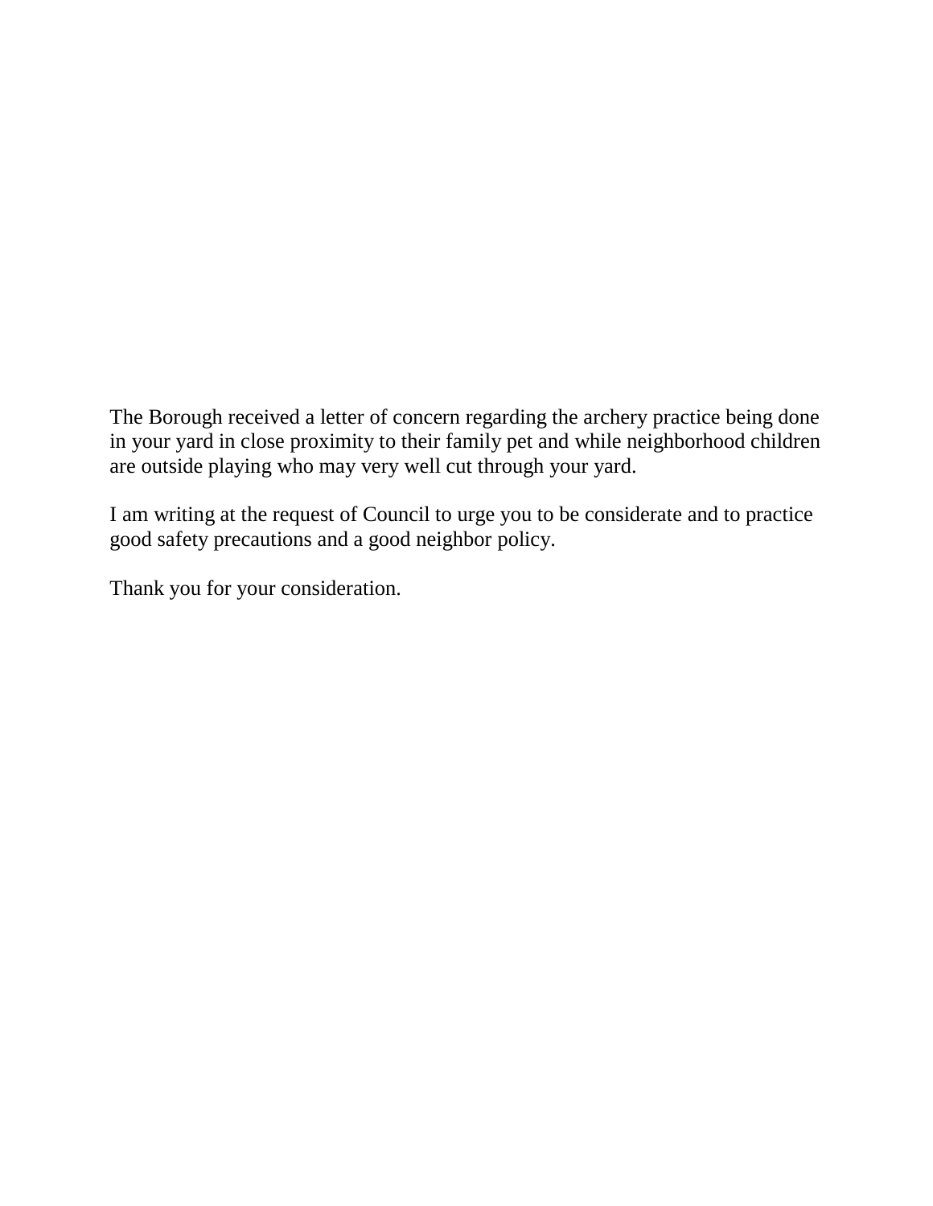The Borough received a letter of concern regarding the archery practice being done in your yard in close proximity to their family pet and while neighborhood children are outside playing who may very well cut through your yard.

I am writing at the request of Council to urge you to be considerate and to practice good safety precautions and a good neighbor policy.

Thank you for your consideration.